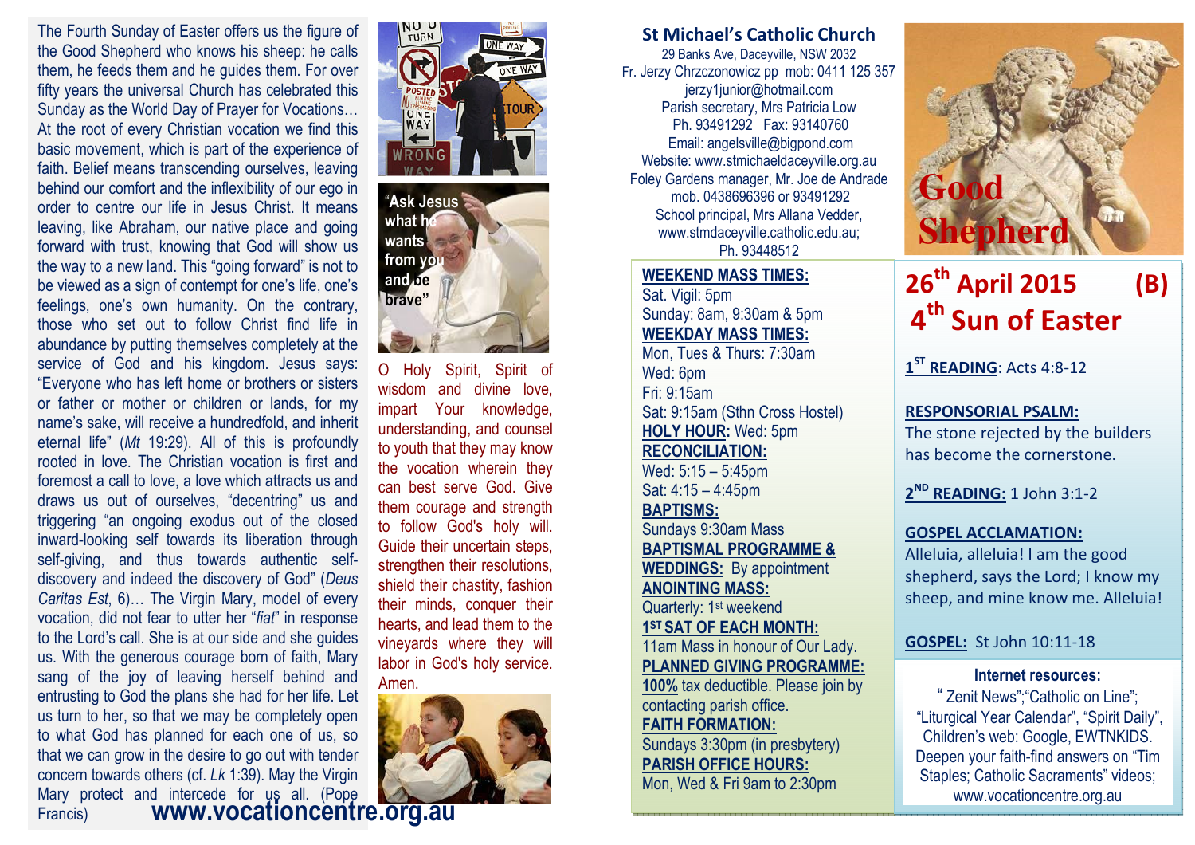The Fourth Sunday of Easter offers us the figure of the Good Shepherd who knows his sheep: he calls them, he feeds them and he guides them. For over fifty years the universal Church has celebrated this Sunday as the World Day of Prayer for Vocations… At the root of every Christian vocation we find this basic movement, which is part of the experience of faith. Belief means transcending ourselves, leaving behind our comfort and the inflexibility of our ego in order to centre our life in Jesus Christ. It means leaving, like Abraham, our native place and going forward with trust, knowing that God will show us the way to a new land. This "going forward" is not to be viewed as a sign of contempt for one's life, one's feelings, one's own humanity. On the contrary, those who set out to follow Christ find life in abundance by putting themselves completely at the service of God and his kingdom. Jesus says: "Everyone who has left home or brothers or sisters or father or mother or children or lands, for my name's sake, will receive a hundredfold, and inherit eternal life" (*Mt* 19:29). All of this is profoundly rooted in love. The Christian vocation is first and foremost a call to love, a love which attracts us and draws us out of ourselves, "decentring" us and triggering "an ongoing exodus out of the closed inward-looking self towards its liberation through self-giving, and thus towards authentic self-discovery and indeed the discovery of God" (*Deus Caritas Est*, 6)… The Virgin Mary, model of every vocation, did not fear to utter her "*fiat*" in response to the Lord's call. She is at our side and she guides us. With the generous courage born of faith, Mary sang of the joy of leaving herself behind and entrusting to God the plans she had for her life. Let us turn to her, so that we may be completely open to what God has planned for each one of us, so that we can grow in the desire to go out with tender concern towards others (cf. *Lk* 1:39). May the Virgin Mary protect and intercede for us all. (Pope Francis)

"Ask Jesus what he wants from you and be brave"

O Holy Spirit, Spirit of wisdom and divine love, impart Your knowledge, understanding, and counsel to youth that they may know the vocation wherein they can best serve God. Give them courage and strength to follow God's holy will. Guide their uncertain steps, strengthen their resolutions, shield their chastity, fashion their minds, conquer their hearts, and lead them to the vineyards where they will labor in God's holy service. Amen.

**www.vocationcentre.org.au**

## St Michael's Catholic Church

29 Banks Ave, Daceyville, NSW 2032
Fr. Jerzy Chrzczonowicz pp mob: 0411 125 357
jerzy1junior@hotmail.com
Parish secretary, Mrs Patricia Low
Ph. 93491292 Fax: 93140760
Email: angelsville@bigpond.com
Website: www.stmichaeldaceyville.org.au
Foley Gardens manager, Mr. Joe de Andrade
mob. 0438696396 or 93491292
School principal, Mrs Allana Vedder,
www.stmdaceyville.catholic.edu.au;
Ph. 93448512

**WEEKEND MASS TIMES:**
Sat. Vigil: 5pm
Sunday: 8am, 9:30am & 5pm

**WEEKDAY MASS TIMES:**
Mon, Tues & Thurs: 7:30am
Wed: 6pm
Fri: 9:15am
Sat: 9:15am (Sthn Cross Hostel)

**HOLY HOUR:** Wed: 5pm

**RECONCILIATION:**
Wed: 5:15 – 5:45pm
Sat: 4:15 – 4:45pm

**BAPTISMS:**
Sundays 9:30am Mass

**BAPTISMAL PROGRAMME & WEDDINGS:** By appointment

**ANOINTING MASS:**
Quarterly: 1st weekend

**1ST SAT OF EACH MONTH:**
11am Mass in honour of Our Lady.

**PLANNED GIVING PROGRAMME:**
**100%** tax deductible. Please join by contacting parish office.

**FAITH FORMATION:**
Sundays 3:30pm (in presbytery)

**PARISH OFFICE HOURS:**
Mon, Wed & Fri 9am to 2:30pm

# Good Shepherd

## 26th April 2015 (B)
## 4th Sun of Easter

**1ST READING**: Acts 4:8-12

**RESPONSORIAL PSALM:**
The stone rejected by the builders has become the cornerstone.

**2ND READING:** 1 John 3:1-2

**GOSPEL ACCLAMATION:**
Alleluia, alleluia! I am the good shepherd, says the Lord; I know my sheep, and mine know me. Alleluia!

**GOSPEL:** St John 10:11-18

**Internet resources:**
" Zenit News";"Catholic on Line"; "Liturgical Year Calendar", "Spirit Daily", Children's web: Google, EWTNKIDS. Deepen your faith-find answers on "Tim Staples; Catholic Sacraments" videos; www.vocationcentre.org.au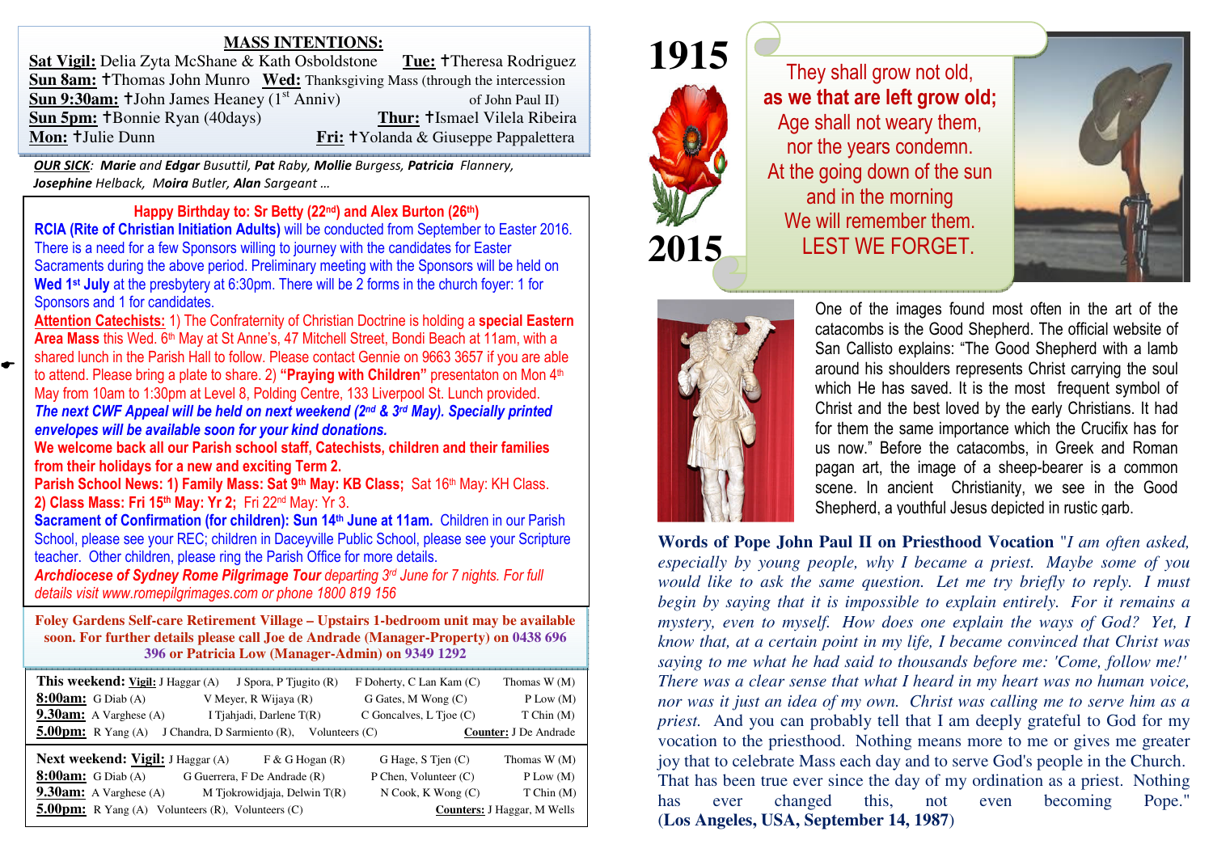## MASS INTENTIONS:

**Sat Vigil:** Delia Zyta McShane & Kath Osboldstone
**Sun 8am:** †Thomas John Munro
**Sun 9:30am:** †John James Heaney (1st Anniv)
**Sun 5pm:** †Bonnie Ryan (40days)
**Mon:** †Julie Dunn
**Tue:** †Theresa Rodriguez
**Wed:** Thanksgiving Mass (through the intercession of John Paul II)
**Thur:** †Ismael Vilela Ribeira
**Fri:** †Yolanda & Giuseppe Pappalettera

***OUR SICK***: ***Marie*** *and* ***Edgar*** *Busuttil*, ***Pat*** *Raby*, ***Mollie*** *Burgess*, ***Patricia*** *Flannery*, ***Josephine*** *Helback*, *M****oira*** *Butler*, ***Alan*** *Sargeant …*

**Happy Birthday to: Sr Betty (22nd) and Alex Burton (26th)**

**RCIA (Rite of Christian Initiation Adults)** will be conducted from September to Easter 2016. There is a need for a few Sponsors willing to journey with the candidates for Easter Sacraments during the above period. Preliminary meeting with the Sponsors will be held on **Wed 1st July** at the presbytery at 6:30pm. There will be 2 forms in the church foyer: 1 for Sponsors and 1 for candidates.

**Attention Catechists:** 1) The Confraternity of Christian Doctrine is holding a **special Eastern Area Mass** this Wed. 6th May at St Anne's, 47 Mitchell Street, Bondi Beach at 11am, with a shared lunch in the Parish Hall to follow. Please contact Gennie on 9663 3657 if you are able to attend. Please bring a plate to share. 2) **"Praying with Children"** presentaton on Mon 4th May from 10am to 1:30pm at Level 8, Polding Centre, 133 Liverpool St. Lunch provided.

***The next CWF Appeal will be held on next weekend (2nd & 3rd May). Specially printed envelopes will be available soon for your kind donations.***

**We welcome back all our Parish school staff, Catechists, children and their families from their holidays for a new and exciting Term 2.**

**Parish School News: 1) Family Mass: Sat 9th May: KB Class;** Sat 16th May: KH Class. **2) Class Mass: Fri 15th May: Yr 2;** Fri 22nd May: Yr 3.

**Sacrament of Confirmation (for children): Sun 14th June at 11am.** Children in our Parish School, please see your REC; children in Daceyville Public School, please see your Scripture teacher. Other children, please ring the Parish Office for more details.

***Archdiocese of Sydney Rome Pilgrimage Tour*** *departing 3rd June for 7 nights. For full details visit www.romepilgrimages.com or phone 1800 819 156*

**Foley Gardens Self-care Retirement Village – Upstairs 1-bedroom unit may be available soon. For further details please call Joe de Andrade (Manager-Property) on 0438 696 396 or Patricia Low (Manager-Admin) on 9349 1292**

| | | | | |
|---|---|---|---|---|
| **This weekend: Vigil:** J Haggar (A) | J Spora, P Tjugito (R) | F Doherty, C Lan Kam (C) | Thomas W (M) | |
| **8:00am:** G Diab (A) | V Meyer, R Wijaya (R) | G Gates, M Wong (C) | P Low (M) | |
| **9.30am:** A Varghese (A) | I Tjahjadi, Darlene T(R) | C Goncalves, L Tjoe (C) | T Chin (M) | |
| **5.00pm:** R Yang (A) | J Chandra, D Sarmiento (R), | Volunteers (C) | | **Counter:** J De Andrade |
| **Next weekend: Vigil:** J Haggar (A) | F & G Hogan (R) | G Hage, S Tjen (C) | Thomas W (M) | |
| **8:00am:** G Diab (A) | G Guerrera, F De Andrade (R) | P Chen, Volunteer (C) | P Low (M) | |
| **9.30am:** A Varghese (A) | M Tjokrowidjaja, Delwin T(R) | N Cook, K Wong (C) | T Chin (M) | |
| **5.00pm:** R Yang (A) | Volunteers (R), | Volunteers (C) | | **Counters:** J Haggar, M Wells |

**1915**

**2015**

They shall grow not old,
**as we that are left grow old;**
Age shall not weary them,
nor the years condemn.
At the going down of the sun
and in the morning
We will remember them.
LEST WE FORGET.

One of the images found most often in the art of the catacombs is the Good Shepherd. The official website of San Callisto explains: "The Good Shepherd with a lamb around his shoulders represents Christ carrying the soul which He has saved. It is the most frequent symbol of Christ and the best loved by the early Christians. It had for them the same importance which the Crucifix has for us now." Before the catacombs, in Greek and Roman pagan art, the image of a sheep-bearer is a common scene. In ancient Christianity, we see in the Good Shepherd, a youthful Jesus depicted in rustic garb.

**Words of Pope John Paul II on Priesthood Vocation** "*I am often asked, especially by young people, why I became a priest. Maybe some of you would like to ask the same question. Let me try briefly to reply. I must begin by saying that it is impossible to explain entirely. For it remains a mystery, even to myself. How does one explain the ways of God? Yet, I know that, at a certain point in my life, I became convinced that Christ was saying to me what he had said to thousands before me: 'Come, follow me!' There was a clear sense that what I heard in my heart was no human voice, nor was it just an idea of my own. Christ was calling me to serve him as a priest.* And you can probably tell that I am deeply grateful to God for my vocation to the priesthood. Nothing means more to me or gives me greater joy that to celebrate Mass each day and to serve God's people in the Church. That has been true ever since the day of my ordination as a priest. Nothing has ever changed this, not even becoming Pope." (**Los Angeles, USA, September 14, 1987**)